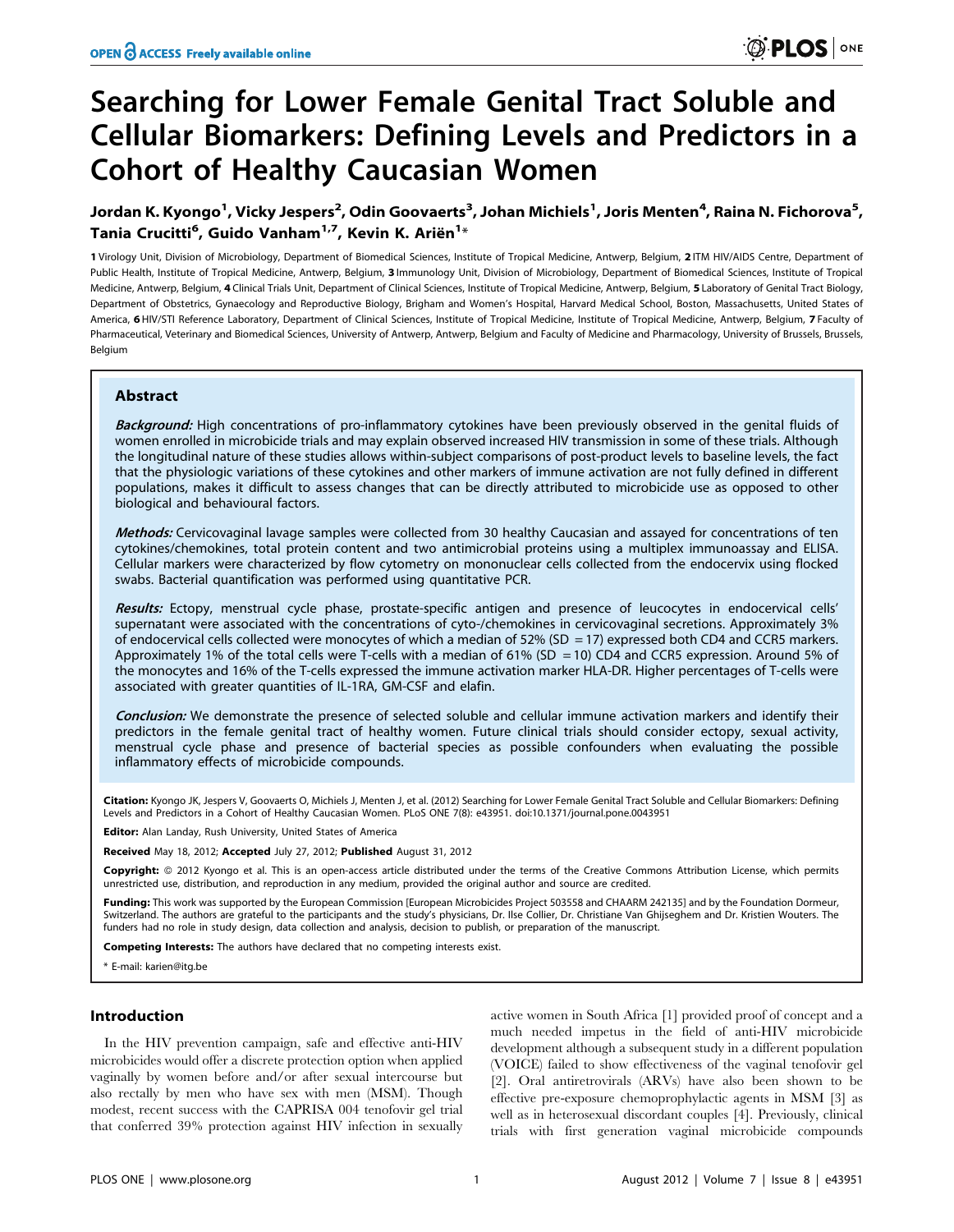# Searching for Lower Female Genital Tract Soluble and Cellular Biomarkers: Defining Levels and Predictors in a Cohort of Healthy Caucasian Women

**Jordan K. Kyongo[1], Vicky Jespers[2], Odin Goovaerts[3], Johan Michiels[1], Joris Menten[4], Raina N. Fichorova[5], Tania Crucitti[6], Guido Vanham[1,7], Kevin K. Ariën[1]***

**1** Virology Unit, Division of Microbiology, Department of Biomedical Sciences, Institute of Tropical Medicine, Antwerp, Belgium, **2** ITM HIV/AIDS Centre, Department of Public Health, Institute of Tropical Medicine, Antwerp, Belgium, **3** Immunology Unit, Division of Microbiology, Department of Biomedical Sciences, Institute of Tropical Medicine, Antwerp, Belgium, **4** Clinical Trials Unit, Department of Clinical Sciences, Institute of Tropical Medicine, Antwerp, Belgium, **5** Laboratory of Genital Tract Biology, Department of Obstetrics, Gynaecology and Reproductive Biology, Brigham and Women's Hospital, Harvard Medical School, Boston, Massachusetts, United States of America, **6** HIV/STI Reference Laboratory, Department of Clinical Sciences, Institute of Tropical Medicine, Institute of Tropical Medicine, Antwerp, Belgium, **7** Faculty of Pharmaceutical, Veterinary and Biomedical Sciences, University of Antwerp, Antwerp, Belgium and Faculty of Medicine and Pharmacology, University of Brussels, Brussels, Belgium

## Abstract

***Background:*** High concentrations of pro-inflammatory cytokines have been previously observed in the genital fluids of women enrolled in microbicide trials and may explain observed increased HIV transmission in some of these trials. Although the longitudinal nature of these studies allows within-subject comparisons of post-product levels to baseline levels, the fact that the physiologic variations of these cytokines and other markers of immune activation are not fully defined in different populations, makes it difficult to assess changes that can be directly attributed to microbicide use as opposed to other biological and behavioural factors.

***Methods:*** Cervicovaginal lavage samples were collected from 30 healthy Caucasian and assayed for concentrations of ten cytokines/chemokines, total protein content and two antimicrobial proteins using a multiplex immunoassay and ELISA. Cellular markers were characterized by flow cytometry on mononuclear cells collected from the endocervix using flocked swabs. Bacterial quantification was performed using quantitative PCR.

***Results:*** Ectopy, menstrual cycle phase, prostate-specific antigen and presence of leucocytes in endocervical cells' supernatant were associated with the concentrations of cyto-/chemokines in cervicovaginal secretions. Approximately 3% of endocervical cells collected were monocytes of which a median of 52% (SD = 17) expressed both CD4 and CCR5 markers. Approximately 1% of the total cells were T-cells with a median of 61% (SD = 10) CD4 and CCR5 expression. Around 5% of the monocytes and 16% of the T-cells expressed the immune activation marker HLA-DR. Higher percentages of T-cells were associated with greater quantities of IL-1RA, GM-CSF and elafin.

***Conclusion:*** We demonstrate the presence of selected soluble and cellular immune activation markers and identify their predictors in the female genital tract of healthy women. Future clinical trials should consider ectopy, sexual activity, menstrual cycle phase and presence of bacterial species as possible confounders when evaluating the possible inflammatory effects of microbicide compounds.

**Citation:** Kyongo JK, Jespers V, Goovaerts O, Michiels J, Menten J, et al. (2012) Searching for Lower Female Genital Tract Soluble and Cellular Biomarkers: Defining Levels and Predictors in a Cohort of Healthy Caucasian Women. PLoS ONE 7(8): e43951. doi:10.1371/journal.pone.0043951

**Editor:** Alan Landay, Rush University, United States of America

**Received** May 18, 2012; **Accepted** July 27, 2012; **Published** August 31, 2012

**Copyright:** © 2012 Kyongo et al. This is an open-access article distributed under the terms of the Creative Commons Attribution License, which permits unrestricted use, distribution, and reproduction in any medium, provided the original author and source are credited.

**Funding:** This work was supported by the European Commission [European Microbicides Project 503558 and CHAARM 242135] and by the Foundation Dormeur, Switzerland. The authors are grateful to the participants and the study's physicians, Dr. Ilse Collier, Dr. Christiane Van Ghijseghem and Dr. Kristien Wouters. The funders had no role in study design, data collection and analysis, decision to publish, or preparation of the manuscript.

**Competing Interests:** The authors have declared that no competing interests exist.

\* E-mail: karien@itg.be

## Introduction

In the HIV prevention campaign, safe and effective anti-HIV microbicides would offer a discrete protection option when applied vaginally by women before and/or after sexual intercourse but also rectally by men who have sex with men (MSM). Though modest, recent success with the CAPRISA 004 tenofovir gel trial that conferred 39% protection against HIV infection in sexually active women in South Africa [1] provided proof of concept and a much needed impetus in the field of anti-HIV microbicide development although a subsequent study in a different population (VOICE) failed to show effectiveness of the vaginal tenofovir gel [2]. Oral antiretrovirals (ARVs) have also been shown to be effective pre-exposure chemoprophylactic agents in MSM [3] as well as in heterosexual discordant couples [4]. Previously, clinical trials with first generation vaginal microbicide compounds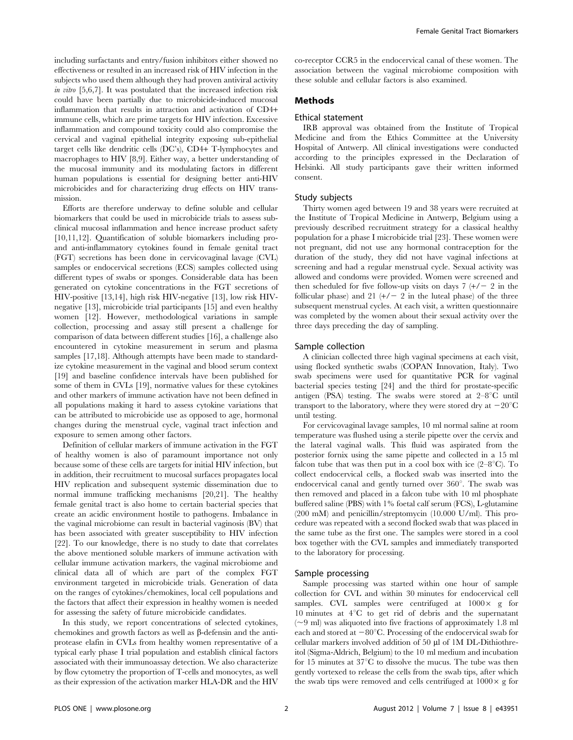including surfactants and entry/fusion inhibitors either showed no effectiveness or resulted in an increased risk of HIV infection in the subjects who used them although they had proven antiviral activity *in vitro* [5,6,7]. It was postulated that the increased infection risk could have been partially due to microbicide-induced mucosal inflammation that results in attraction and activation of CD4+ immune cells, which are prime targets for HIV infection. Excessive inflammation and compound toxicity could also compromise the cervical and vaginal epithelial integrity exposing sub-epithelial target cells like dendritic cells (DC's), CD4+ T-lymphocytes and macrophages to HIV [8,9]. Either way, a better understanding of the mucosal immunity and its modulating factors in different human populations is essential for designing better anti-HIV microbicides and for characterizing drug effects on HIV transmission.

Efforts are therefore underway to define soluble and cellular biomarkers that could be used in microbicide trials to assess sub-clinical mucosal inflammation and hence increase product safety [10,11,12]. Quantification of soluble biomarkers including pro- and anti-inflammatory cytokines found in female genital tract (FGT) secretions has been done in cervicovaginal lavage (CVL) samples or endocervical secretions (ECS) samples collected using different types of swabs or sponges. Considerable data has been generated on cytokine concentrations in the FGT secretions of HIV-positive [13,14], high risk HIV-negative [13], low risk HIV-negative [13], microbicide trial participants [15] and even healthy women [12]. However, methodological variations in sample collection, processing and assay still present a challenge for comparison of data between different studies [16], a challenge also encountered in cytokine measurement in serum and plasma samples [17,18]. Although attempts have been made to standardize cytokine measurement in the vaginal and blood serum context [19] and baseline confidence intervals have been published for some of them in CVLs [19], normative values for these cytokines and other markers of immune activation have not been defined in all populations making it hard to assess cytokine variations that can be attributed to microbicide use as opposed to age, hormonal changes during the menstrual cycle, vaginal tract infection and exposure to semen among other factors.

Definition of cellular markers of immune activation in the FGT of healthy women is also of paramount importance not only because some of these cells are targets for initial HIV infection, but in addition, their recruitment to mucosal surfaces propagates local HIV replication and subsequent systemic dissemination due to normal immune trafficking mechanisms [20,21]. The healthy female genital tract is also home to certain bacterial species that create an acidic environment hostile to pathogens. Imbalance in the vaginal microbiome can result in bacterial vaginosis (BV) that has been associated with greater susceptibility to HIV infection [22]. To our knowledge, there is no study to date that correlates the above mentioned soluble markers of immune activation with cellular immune activation markers, the vaginal microbiome and clinical data all of which are part of the complex FGT environment targeted in microbicide trials. Generation of data on the ranges of cytokines/chemokines, local cell populations and the factors that affect their expression in healthy women is needed for assessing the safety of future microbicide candidates.

In this study, we report concentrations of selected cytokines, chemokines and growth factors as well as β-defensin and the anti-protease elafin in CVLs from healthy women representative of a typical early phase I trial population and establish clinical factors associated with their immunoassay detection. We also characterize by flow cytometry the proportion of T-cells and monocytes, as well as their expression of the activation marker HLA-DR and the HIV co-receptor CCR5 in the endocervical canal of these women. The association between the vaginal microbiome composition with these soluble and cellular factors is also examined.

## Methods

### Ethical statement

IRB approval was obtained from the Institute of Tropical Medicine and from the Ethics Committee at the University Hospital of Antwerp. All clinical investigations were conducted according to the principles expressed in the Declaration of Helsinki. All study participants gave their written informed consent.

### Study subjects

Thirty women aged between 19 and 38 years were recruited at the Institute of Tropical Medicine in Antwerp, Belgium using a previously described recruitment strategy for a classical healthy population for a phase I microbicide trial [23]. These women were not pregnant, did not use any hormonal contraception for the duration of the study, they did not have vaginal infections at screening and had a regular menstrual cycle. Sexual activity was allowed and condoms were provided. Women were screened and then scheduled for five follow-up visits on days 7 (+/− 2 in the follicular phase) and 21 (+/− 2 in the luteal phase) of the three subsequent menstrual cycles. At each visit, a written questionnaire was completed by the women about their sexual activity over the three days preceding the day of sampling.

### Sample collection

A clinician collected three high vaginal specimens at each visit, using flocked synthetic swabs (COPAN Innovation, Italy). Two swab specimens were used for quantitative PCR for vaginal bacterial species testing [24] and the third for prostate-specific antigen (PSA) testing. The swabs were stored at 2–8°C until transport to the laboratory, where they were stored dry at −20°C until testing.

For cervicovaginal lavage samples, 10 ml normal saline at room temperature was flushed using a sterile pipette over the cervix and the lateral vaginal walls. This fluid was aspirated from the posterior fornix using the same pipette and collected in a 15 ml falcon tube that was then put in a cool box with ice (2–8°C). To collect endocervical cells, a flocked swab was inserted into the endocervical canal and gently turned over 360°. The swab was then removed and placed in a falcon tube with 10 ml phosphate buffered saline (PBS) with 1% foetal calf serum (FCS), L-glutamine (200 mM) and penicillin/streptomycin (10.000 U/ml). This procedure was repeated with a second flocked swab that was placed in the same tube as the first one. The samples were stored in a cool box together with the CVL samples and immediately transported to the laboratory for processing.

### Sample processing

Sample processing was started within one hour of sample collection for CVL and within 30 minutes for endocervical cell samples. CVL samples were centrifuged at 1000× g for 10 minutes at 4°C to get rid of debris and the supernatant (~9 ml) was aliquoted into five fractions of approximately 1.8 ml each and stored at −80°C. Processing of the endocervical swab for cellular markers involved addition of 50 µl of 1M DL-Dithiothreitol (Sigma-Aldrich, Belgium) to the 10 ml medium and incubation for 15 minutes at 37°C to dissolve the mucus. The tube was then gently vortexed to release the cells from the swab tips, after which the swab tips were removed and cells centrifuged at 1000× g for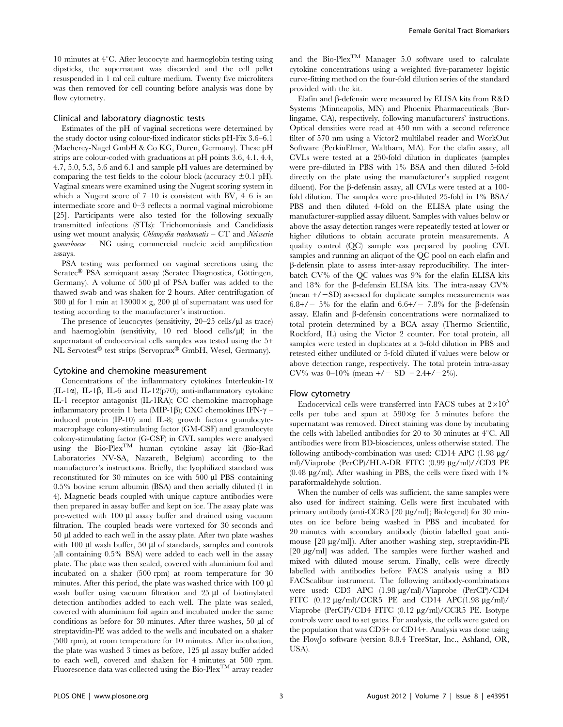10 minutes at 4°C. After leucocyte and haemoglobin testing using dipsticks, the supernatant was discarded and the cell pellet resuspended in 1 ml cell culture medium. Twenty five microliters was then removed for cell counting before analysis was done by flow cytometry.

## Clinical and laboratory diagnostic tests

Estimates of the pH of vaginal secretions were determined by the study doctor using colour-fixed indicator sticks pH-Fix 3.6–6.1 (Macherey-Nagel GmbH & Co KG, Duren, Germany). These pH strips are colour-coded with graduations at pH points 3.6, 4.1, 4.4, 4.7, 5.0, 5.3, 5.6 and 6.1 and sample pH values are determined by comparing the test fields to the colour block (accuracy ±0.1 pH). Vaginal smears were examined using the Nugent scoring system in which a Nugent score of 7–10 is consistent with BV, 4–6 is an intermediate score and 0–3 reflects a normal vaginal microbiome [25]. Participants were also tested for the following sexually transmitted infections (STIs): Trichomoniasis and Candidiasis using wet mount analysis; *Chlamydia trachomatis* – CT and *Neisseria gonorrhoeae* – NG using commercial nucleic acid amplification assays.

PSA testing was performed on vaginal secretions using the Seratec® PSA semiquant assay (Seratec Diagnostica, Göttingen, Germany). A volume of 500 µl of PSA buffer was added to the thawed swab and was shaken for 2 hours. After centrifugation of 300 µl for 1 min at 13000× g, 200 µl of supernatant was used for testing according to the manufacturer's instruction.

The presence of leucocytes (sensitivity, 20–25 cells/µl as trace) and haemoglobin (sensitivity, 10 red blood cells/µl) in the supernatant of endocervical cells samples was tested using the 5+ NL Servotest® test strips (Servoprax® GmbH, Wesel, Germany).

## Cytokine and chemokine measurement

Concentrations of the inflammatory cytokines Interleukin-1α (IL-1α), IL-1β, IL-6 and IL-12(p70); anti-inflammatory cytokine IL-1 receptor antagonist (IL-1RA); CC chemokine macrophage inflammatory protein 1 beta (MIP-1β); CXC chemokines IFN-γ – induced protein (IP-10) and IL-8; growth factors granulocyte-macrophage colony-stimulating factor (GM-CSF) and granulocyte colony-stimulating factor (G-CSF) in CVL samples were analysed using the Bio-Plex™ human cytokine assay kit (Bio-Rad Laboratories NV-SA, Nazareth, Belgium) according to the manufacturer's instructions. Briefly, the lyophilized standard was reconstituted for 30 minutes on ice with 500 µl PBS containing 0.5% bovine serum albumin (BSA) and then serially diluted (1 in 4). Magnetic beads coupled with unique capture antibodies were then prepared in assay buffer and kept on ice. The assay plate was pre-wetted with 100 µl assay buffer and drained using vacuum filtration. The coupled beads were vortexed for 30 seconds and 50 µl added to each well in the assay plate. After two plate washes with 100 µl wash buffer, 50 µl of standards, samples and controls (all containing 0.5% BSA) were added to each well in the assay plate. The plate was then sealed, covered with aluminium foil and incubated on a shaker (500 rpm) at room temperature for 30 minutes. After this period, the plate was washed thrice with 100 µl wash buffer using vacuum filtration and 25 µl of biotinylated detection antibodies added to each well. The plate was sealed, covered with aluminium foil again and incubated under the same conditions as before for 30 minutes. After three washes, 50 µl of streptavidin-PE was added to the wells and incubated on a shaker (500 rpm), at room temperature for 10 minutes. After incubation, the plate was washed 3 times as before, 125 µl assay buffer added to each well, covered and shaken for 4 minutes at 500 rpm. Fluorescence data was collected using the Bio-Plex™ array reader and the Bio-Plex™ Manager 5.0 software used to calculate cytokine concentrations using a weighted five-parameter logistic curve-fitting method on the four-fold dilution series of the standard provided with the kit.

Elafin and β-defensin were measured by ELISA kits from R&D Systems (Minneapolis, MN) and Phoenix Pharmaceuticals (Burlingame, CA), respectively, following manufacturers' instructions. Optical densities were read at 450 nm with a second reference filter of 570 nm using a Victor2 multilabel reader and WorkOut Software (PerkinElmer, Waltham, MA). For the elafin assay, all CVLs were tested at a 250-fold dilution in duplicates (samples were pre-diluted in PBS with 1% BSA and then diluted 5-fold directly on the plate using the manufacturer's supplied reagent diluent). For the β-defensin assay, all CVLs were tested at a 100-fold dilution. The samples were pre-diluted 25-fold in 1% BSA/PBS and then diluted 4-fold on the ELISA plate using the manufacturer-supplied assay diluent. Samples with values below or above the assay detection ranges were repeatedly tested at lower or higher dilutions to obtain accurate protein measurements. A quality control (QC) sample was prepared by pooling CVL samples and running an aliquot of the QC pool on each elafin and β-defensin plate to assess inter-assay reproducibility. The inter-batch CV% of the QC values was 9% for the elafin ELISA kits and 18% for the β-defensin ELISA kits. The intra-assay CV% (mean +/−SD) assessed for duplicate samples measurements was 6.8+/− 5% for the elafin and 6.6+/− 7.8% for the β-defensin assay. Elafin and β-defensin concentrations were normalized to total protein determined by a BCA assay (Thermo Scientific, Rockford, IL) using the Victor 2 counter. For total protein, all samples were tested in duplicates at a 5-fold dilution in PBS and retested either undiluted or 5-fold diluted if values were below or above detection range, respectively. The total protein intra-assay CV% was 0–10% (mean +/− SD = 2.4+/−2%).

## Flow cytometry

Endocervical cells were transferred into FACS tubes at $2\times10^5$ cells per tube and spun at 590×g for 5 minutes before the supernatant was removed. Direct staining was done by incubating the cells with labelled antibodies for 20 to 30 minutes at 4°C. All antibodies were from BD-biosciences, unless otherwise stated. The following antibody-combination was used: CD14 APC (1.98 µg/ml)/Viaprobe (PerCP)/HLA-DR FITC (0.99 µg/ml)//CD3 PE (0.48 µg/ml). After washing in PBS, the cells were fixed with 1% paraformaldehyde solution.

When the number of cells was sufficient, the same samples were also used for indirect staining. Cells were first incubated with primary antibody (anti-CCR5 [20 µg/ml]; Biolegend) for 30 minutes on ice before being washed in PBS and incubated for 20 minutes with secondary antibody (biotin labelled goat anti-mouse [20 µg/ml]). After another washing step, streptavidin-PE [20 µg/ml] was added. The samples were further washed and mixed with diluted mouse serum. Finally, cells were directly labelled with antibodies before FACS analysis using a BD FACScalibur instrument. The following antibody-combinations were used: CD3 APC (1.98 µg/ml)/Viaprobe (PerCP)/CD4 FITC (0.12 µg/ml)/CCR5 PE and CD14 APC(1.98 µg/ml)/Viaprobe (PerCP)/CD4 FITC (0.12 µg/ml)/CCR5 PE. Isotype controls were used to set gates. For analysis, the cells were gated on the population that was CD3+ or CD14+. Analysis was done using the FlowJo software (version 8.8.4 TreeStar, Inc., Ashland, OR, USA).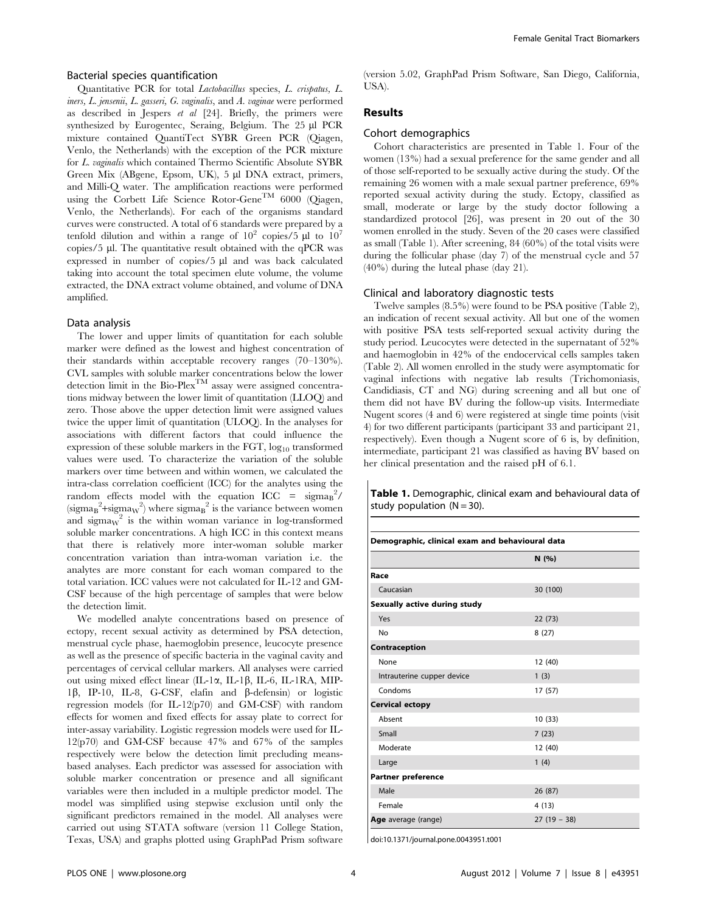### Bacterial species quantification

Quantitative PCR for total *Lactobacillus* species, *L. crispatus*, *L. iners*, *L. jensenii*, *L. gasseri*, *G. vaginalis*, and *A. vaginae* were performed as described in Jespers *et al* [24]. Briefly, the primers were synthesized by Eurogentec, Seraing, Belgium. The 25 µl PCR mixture contained QuantiTect SYBR Green PCR (Qiagen, Venlo, the Netherlands) with the exception of the PCR mixture for *L. vaginalis* which contained Thermo Scientific Absolute SYBR Green Mix (ABgene, Epsom, UK), 5 µl DNA extract, primers, and Milli-Q water. The amplification reactions were performed using the Corbett Life Science Rotor-Gene™ 6000 (Qiagen, Venlo, the Netherlands). For each of the organisms standard curves were constructed. A total of 6 standards were prepared by a tenfold dilution and within a range of $10^2$ copies/5 µl to $10^7$ copies/5 µl. The quantitative result obtained with the qPCR was expressed in number of copies/5 µl and was back calculated taking into account the total specimen elute volume, the volume extracted, the DNA extract volume obtained, and volume of DNA amplified.

### Data analysis

The lower and upper limits of quantitation for each soluble marker were defined as the lowest and highest concentration of their standards within acceptable recovery ranges (70–130%). CVL samples with soluble marker concentrations below the lower detection limit in the Bio-Plex™ assay were assigned concentrations midway between the lower limit of quantitation (LLOQ) and zero. Those above the upper detection limit were assigned values twice the upper limit of quantitation (ULOQ). In the analyses for associations with different factors that could influence the expression of these soluble markers in the FGT, $\log_{10}$ transformed values were used. To characterize the variation of the soluble markers over time between and within women, we calculated the intra-class correlation coefficient (ICC) for the analytes using the random effects model with the equation $ICC = \text{sigma}_B^2/(\text{sigma}_B^2+\text{sigma}_W^2)$ where $\text{sigma}_B^2$ is the variance between women and $\text{sigma}_W^2$ is the within woman variance in log-transformed soluble marker concentrations. A high ICC in this context means that there is relatively more inter-woman soluble marker concentration variation than intra-woman variation i.e. the analytes are more constant for each woman compared to the total variation. ICC values were not calculated for IL-12 and GM-CSF because of the high percentage of samples that were below the detection limit.

We modelled analyte concentrations based on presence of ectopy, recent sexual activity as determined by PSA detection, menstrual cycle phase, haemoglobin presence, leucocyte presence as well as the presence of specific bacteria in the vaginal cavity and percentages of cervical cellular markers. All analyses were carried out using mixed effect linear (IL-1α, IL-1β, IL-6, IL-1RA, MIP-1β, IP-10, IL-8, G-CSF, elafin and β-defensin) or logistic regression models (for IL-12(p70) and GM-CSF) with random effects for women and fixed effects for assay plate to correct for inter-assay variability. Logistic regression models were used for IL-12(p70) and GM-CSF because 47% and 67% of the samples respectively were below the detection limit precluding means-based analyses. Each predictor was assessed for association with soluble marker concentration or presence and all significant variables were then included in a multiple predictor model. The model was simplified using stepwise exclusion until only the significant predictors remained in the model. All analyses were carried out using STATA software (version 11 College Station, Texas, USA) and graphs plotted using GraphPad Prism software (version 5.02, GraphPad Prism Software, San Diego, California, USA).

## Results

### Cohort demographics

Cohort characteristics are presented in Table 1. Four of the women (13%) had a sexual preference for the same gender and all of those self-reported to be sexually active during the study. Of the remaining 26 women with a male sexual partner preference, 69% reported sexual activity during the study. Ectopy, classified as small, moderate or large by the study doctor following a standardized protocol [26], was present in 20 out of the 30 women enrolled in the study. Seven of the 20 cases were classified as small (Table 1). After screening, 84 (60%) of the total visits were during the follicular phase (day 7) of the menstrual cycle and 57 (40%) during the luteal phase (day 21).

### Clinical and laboratory diagnostic tests

Twelve samples (8.5%) were found to be PSA positive (Table 2), an indication of recent sexual activity. All but one of the women with positive PSA tests self-reported sexual activity during the study period. Leucocytes were detected in the supernatant of 52% and haemoglobin in 42% of the endocervical cells samples taken (Table 2). All women enrolled in the study were asymptomatic for vaginal infections with negative lab results (Trichomoniasis, Candidiasis, CT and NG) during screening and all but one of them did not have BV during the follow-up visits. Intermediate Nugent scores (4 and 6) were registered at single time points (visit 4) for two different participants (participant 33 and participant 21, respectively). Even though a Nugent score of 6 is, by definition, intermediate, participant 21 was classified as having BV based on her clinical presentation and the raised pH of 6.1.

**Table 1.** Demographic, clinical exam and behavioural data of study population (N = 30).

| **Demographic, clinical exam and behavioural data** | |
|---|---|
| | **N (%)** |
| **Race** | |
| Caucasian | 30 (100) |
| **Sexually active during study** | |
| Yes | 22 (73) |
| No | 8 (27) |
| **Contraception** | |
| None | 12 (40) |
| Intrauterine cupper device | 1 (3) |
| Condoms | 17 (57) |
| **Cervical ectopy** | |
| Absent | 10 (33) |
| Small | 7 (23) |
| Moderate | 12 (40) |
| Large | 1 (4) |
| **Partner preference** | |
| Male | 26 (87) |
| Female | 4 (13) |
| **Age** average (range) | 27 (19 – 38) |

doi:10.1371/journal.pone.0043951.t001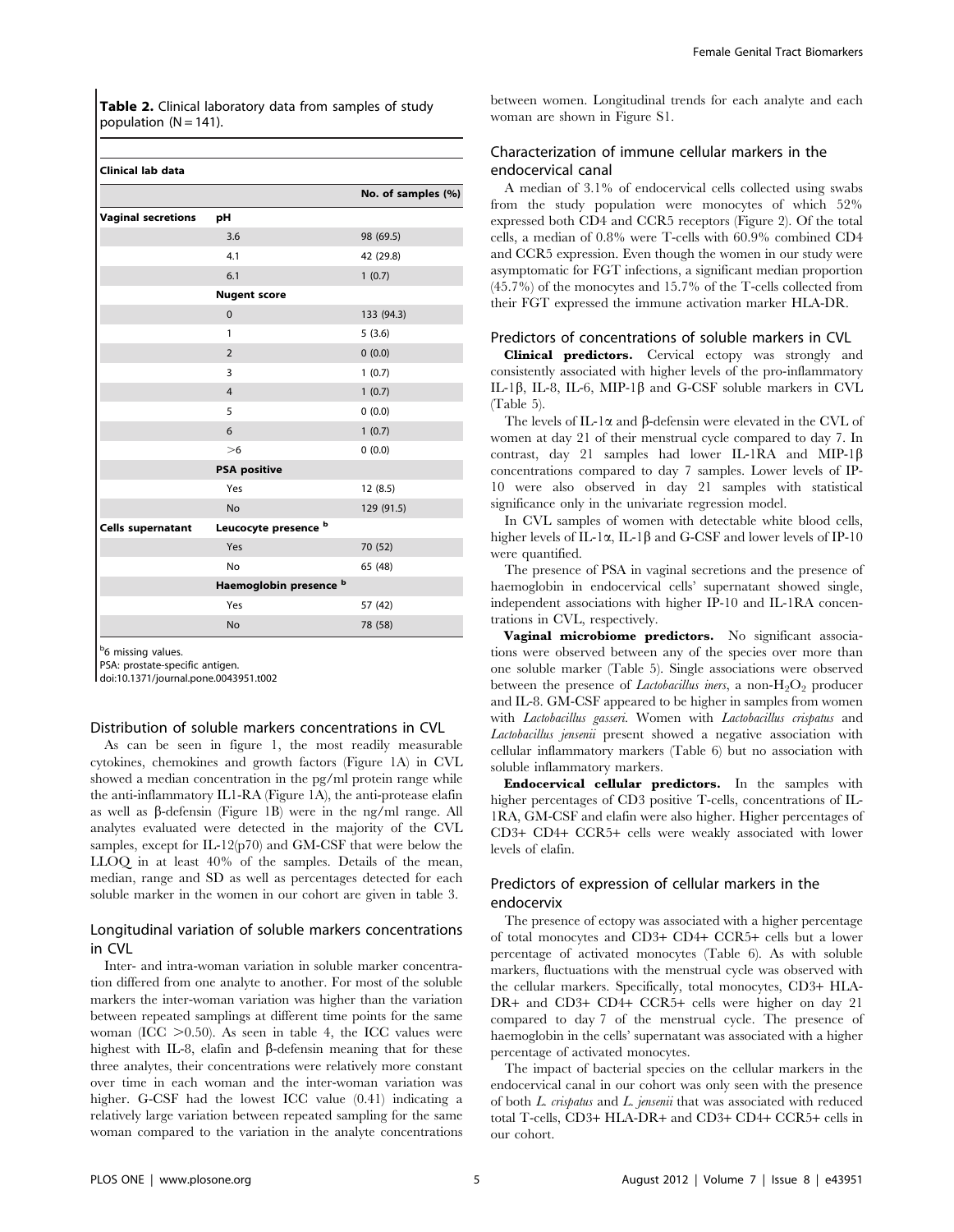**Table 2.** Clinical laboratory data from samples of study population (N = 141).

| Clinical lab data | | |
|---|---|---|
| | | No. of samples (%) |
| **Vaginal secretions** | **pH** | |
| | 3.6 | 98 (69.5) |
| | 4.1 | 42 (29.8) |
| | 6.1 | 1 (0.7) |
| | **Nugent score** | |
| | 0 | 133 (94.3) |
| | 1 | 5 (3.6) |
| | 2 | 0 (0.0) |
| | 3 | 1 (0.7) |
| | 4 | 1 (0.7) |
| | 5 | 0 (0.0) |
| | 6 | 1 (0.7) |
| | >6 | 0 (0.0) |
| | **PSA positive** | |
| | Yes | 12 (8.5) |
| | No | 129 (91.5) |
| **Cells supernatant** | **Leucocyte presence [b]** | |
| | Yes | 70 (52) |
| | No | 65 (48) |
| | **Haemoglobin presence [b]** | |
| | Yes | 57 (42) |
| | No | 78 (58) |

[b]6 missing values.
PSA: prostate-specific antigen.
doi:10.1371/journal.pone.0043951.t002

## Distribution of soluble markers concentrations in CVL

As can be seen in figure 1, the most readily measurable cytokines, chemokines and growth factors (Figure 1A) in CVL showed a median concentration in the pg/ml protein range while the anti-inflammatory IL1-RA (Figure 1A), the anti-protease elafin as well as β-defensin (Figure 1B) were in the ng/ml range. All analytes evaluated were detected in the majority of the CVL samples, except for IL-12(p70) and GM-CSF that were below the LLOQ in at least 40% of the samples. Details of the mean, median, range and SD as well as percentages detected for each soluble marker in the women in our cohort are given in table 3.

## Longitudinal variation of soluble markers concentrations in CVL

Inter- and intra-woman variation in soluble marker concentration differed from one analyte to another. For most of the soluble markers the inter-woman variation was higher than the variation between repeated samplings at different time points for the same woman (ICC >0.50). As seen in table 4, the ICC values were highest with IL-8, elafin and β-defensin meaning that for these three analytes, their concentrations were relatively more constant over time in each woman and the inter-woman variation was higher. G-CSF had the lowest ICC value (0.41) indicating a relatively large variation between repeated sampling for the same woman compared to the variation in the analyte concentrations between women. Longitudinal trends for each analyte and each woman are shown in Figure S1.

## Characterization of immune cellular markers in the endocervical canal

A median of 3.1% of endocervical cells collected using swabs from the study population were monocytes of which 52% expressed both CD4 and CCR5 receptors (Figure 2). Of the total cells, a median of 0.8% were T-cells with 60.9% combined CD4 and CCR5 expression. Even though the women in our study were asymptomatic for FGT infections, a significant median proportion (45.7%) of the monocytes and 15.7% of the T-cells collected from their FGT expressed the immune activation marker HLA-DR.

## Predictors of concentrations of soluble markers in CVL

**Clinical predictors.** Cervical ectopy was strongly and consistently associated with higher levels of the pro-inflammatory IL-1β, IL-8, IL-6, MIP-1β and G-CSF soluble markers in CVL (Table 5).

The levels of IL-1α and β-defensin were elevated in the CVL of women at day 21 of their menstrual cycle compared to day 7. In contrast, day 21 samples had lower IL-1RA and MIP-1β concentrations compared to day 7 samples. Lower levels of IP-10 were also observed in day 21 samples with statistical significance only in the univariate regression model.

In CVL samples of women with detectable white blood cells, higher levels of IL-1α, IL-1β and G-CSF and lower levels of IP-10 were quantified.

The presence of PSA in vaginal secretions and the presence of haemoglobin in endocervical cells' supernatant showed single, independent associations with higher IP-10 and IL-1RA concentrations in CVL, respectively.

**Vaginal microbiome predictors.** No significant associations were observed between any of the species over more than one soluble marker (Table 5). Single associations were observed between the presence of *Lactobacillus iners*, a non-$H_2O_2$ producer and IL-8. GM-CSF appeared to be higher in samples from women with *Lactobacillus gasseri*. Women with *Lactobacillus crispatus* and *Lactobacillus jensenii* present showed a negative association with cellular inflammatory markers (Table 6) but no association with soluble inflammatory markers.

**Endocervical cellular predictors.** In the samples with higher percentages of CD3 positive T-cells, concentrations of IL-1RA, GM-CSF and elafin were also higher. Higher percentages of CD3+ CD4+ CCR5+ cells were weakly associated with lower levels of elafin.

## Predictors of expression of cellular markers in the endocervix

The presence of ectopy was associated with a higher percentage of total monocytes and CD3+ CD4+ CCR5+ cells but a lower percentage of activated monocytes (Table 6). As with soluble markers, fluctuations with the menstrual cycle was observed with the cellular markers. Specifically, total monocytes, CD3+ HLA-DR+ and CD3+ CD4+ CCR5+ cells were higher on day 21 compared to day 7 of the menstrual cycle. The presence of haemoglobin in the cells' supernatant was associated with a higher percentage of activated monocytes.

The impact of bacterial species on the cellular markers in the endocervical canal in our cohort was only seen with the presence of both *L. crispatus* and *L. jensenii* that was associated with reduced total T-cells, CD3+ HLA-DR+ and CD3+ CD4+ CCR5+ cells in our cohort.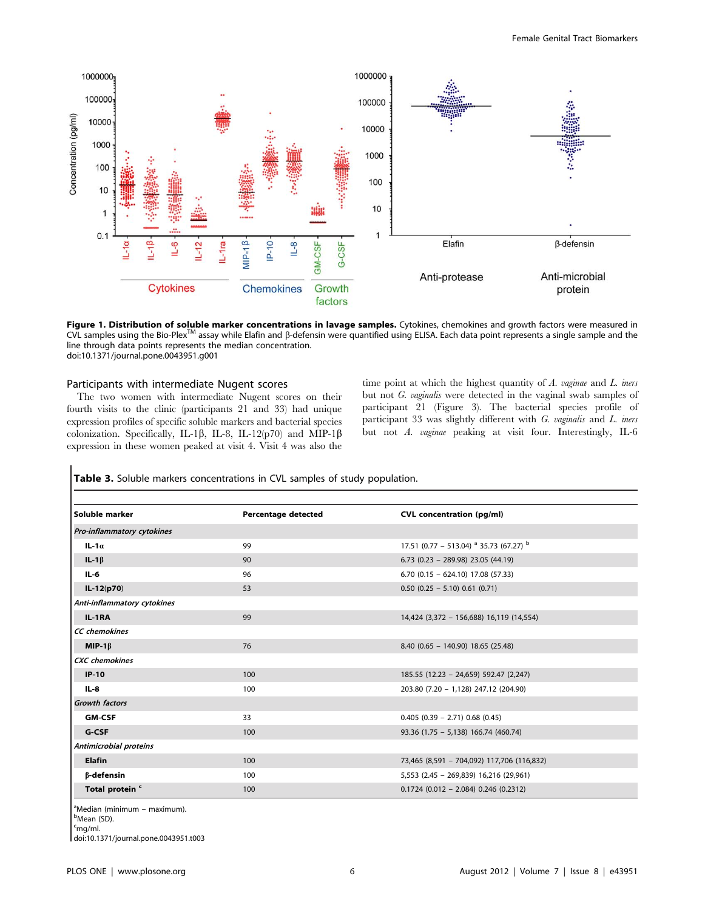**Figure 1. Distribution of soluble marker concentrations in lavage samples.** Cytokines, chemokines and growth factors were measured in CVL samples using the Bio-Plex™ assay while Elafin and β-defensin were quantified using ELISA. Each data point represents a single sample and the line through data points represents the median concentration.
doi:10.1371/journal.pone.0043951.g001

## Participants with intermediate Nugent scores

The two women with intermediate Nugent scores on their fourth visits to the clinic (participants 21 and 33) had unique expression profiles of specific soluble markers and bacterial species colonization. Specifically, IL-1β, IL-8, IL-12(p70) and MIP-1β expression in these women peaked at visit 4. Visit 4 was also the time point at which the highest quantity of *A. vaginae* and *L. iners* but not *G. vaginalis* were detected in the vaginal swab samples of participant 21 (Figure 3). The bacterial species profile of participant 33 was slightly different with *G. vaginalis* and *L. iners* but not *A. vaginae* peaking at visit four. Interestingly, IL-6

**Table 3.** Soluble markers concentrations in CVL samples of study population.

| Soluble marker | Percentage detected | CVL concentration (pg/ml) |
|---|---|---|
| *Pro-inflammatory cytokines* | | |
| **IL-1α** | 99 | 17.51 (0.77 – 513.04) [a] 35.73 (67.27) [b] |
| **IL-1β** | 90 | 6.73 (0.23 – 289.98) 23.05 (44.19) |
| **IL-6** | 96 | 6.70 (0.15 – 624.10) 17.08 (57.33) |
| **IL-12(p70)** | 53 | 0.50 (0.25 – 5.10) 0.61 (0.71) |
| *Anti-inflammatory cytokines* | | |
| **IL-1RA** | 99 | 14,424 (3,372 – 156,688) 16,119 (14,554) |
| *CC chemokines* | | |
| **MIP-1β** | 76 | 8.40 (0.65 – 140.90) 18.65 (25.48) |
| *CXC chemokines* | | |
| **IP-10** | 100 | 185.55 (12.23 – 24,659) 592.47 (2,247) |
| **IL-8** | 100 | 203.80 (7.20 – 1,128) 247.12 (204.90) |
| *Growth factors* | | |
| **GM-CSF** | 33 | 0.405 (0.39 – 2.71) 0.68 (0.45) |
| **G-CSF** | 100 | 93.36 (1.75 – 5,138) 166.74 (460.74) |
| *Antimicrobial proteins* | | |
| **Elafin** | 100 | 73,465 (8,591 – 704,092) 117,706 (116,832) |
| **β-defensin** | 100 | 5,553 (2.45 – 269,839) 16,216 (29,961) |
| **Total protein** [c] | 100 | 0.1724 (0.012 – 2.084) 0.246 (0.2312) |

[a]Median (minimum – maximum).
[b]Mean (SD).
[c]mg/ml.
doi:10.1371/journal.pone.0043951.t003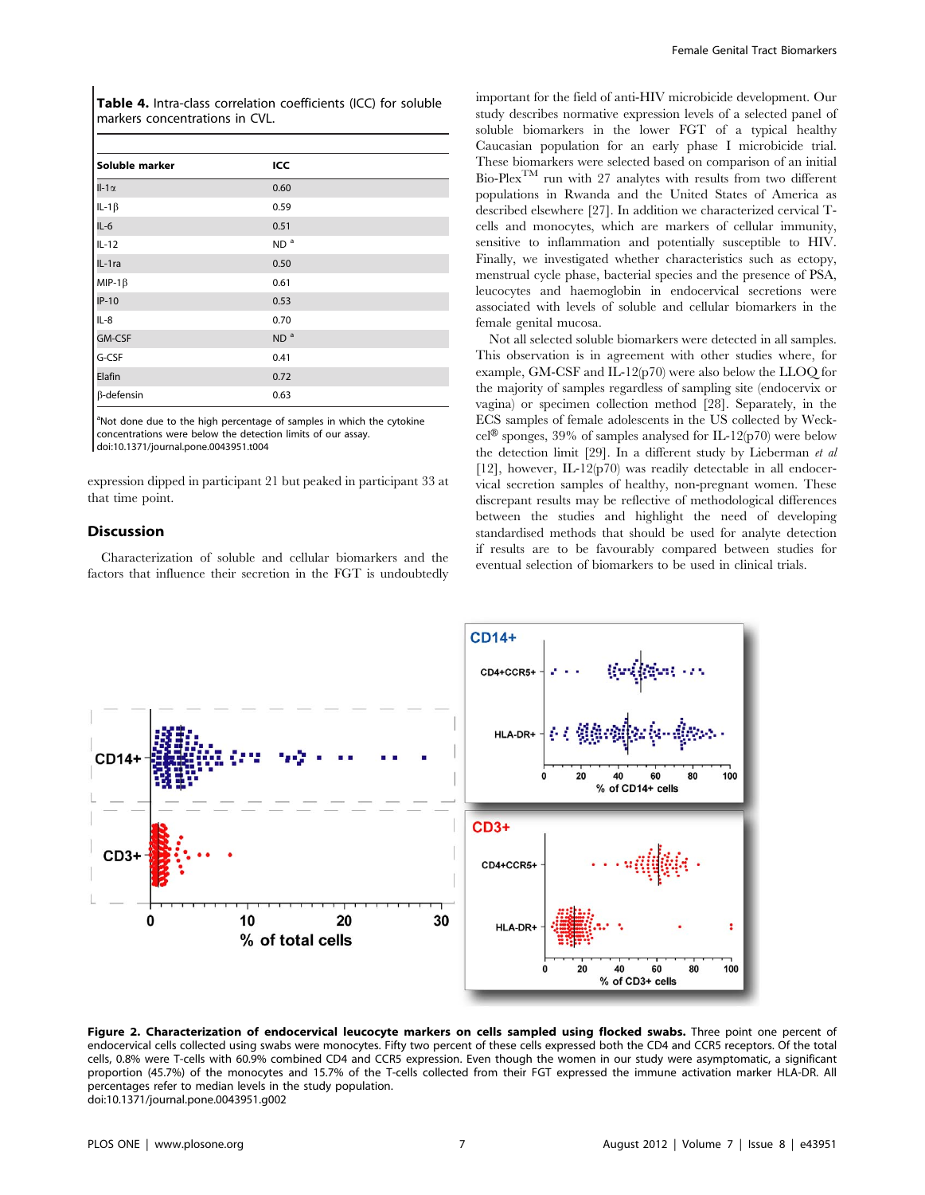**Table 4.** Intra-class correlation coefficients (ICC) for soluble markers concentrations in CVL.

| Soluble marker | ICC |
|---|---|
| Il-1α | 0.60 |
| IL-1β | 0.59 |
| IL-6 | 0.51 |
| IL-12 | ND [a] |
| IL-1ra | 0.50 |
| MIP-1β | 0.61 |
| IP-10 | 0.53 |
| IL-8 | 0.70 |
| GM-CSF | ND [a] |
| G-CSF | 0.41 |
| Elafin | 0.72 |
| β-defensin | 0.63 |

[a]Not done due to the high percentage of samples in which the cytokine concentrations were below the detection limits of our assay.
doi:10.1371/journal.pone.0043951.t004

expression dipped in participant 21 but peaked in participant 33 at that time point.

## Discussion

Characterization of soluble and cellular biomarkers and the factors that influence their secretion in the FGT is undoubtedly important for the field of anti-HIV microbicide development. Our study describes normative expression levels of a selected panel of soluble biomarkers in the lower FGT of a typical healthy Caucasian population for an early phase I microbicide trial. These biomarkers were selected based on comparison of an initial Bio-Plex™ run with 27 analytes with results from two different populations in Rwanda and the United States of America as described elsewhere [27]. In addition we characterized cervical T-cells and monocytes, which are markers of cellular immunity, sensitive to inflammation and potentially susceptible to HIV. Finally, we investigated whether characteristics such as ectopy, menstrual cycle phase, bacterial species and the presence of PSA, leucocytes and haemoglobin in endocervical secretions were associated with levels of soluble and cellular biomarkers in the female genital mucosa.

Not all selected soluble biomarkers were detected in all samples. This observation is in agreement with other studies where, for example, GM-CSF and IL-12(p70) were also below the LLOQ for the majority of samples regardless of sampling site (endocervix or vagina) or specimen collection method [28]. Separately, in the ECS samples of female adolescents in the US collected by Weck-cel® sponges, 39% of samples analysed for IL-12(p70) were below the detection limit [29]. In a different study by Lieberman *et al* [12], however, IL-12(p70) was readily detectable in all endocervical secretion samples of healthy, non-pregnant women. These discrepant results may be reflective of methodological differences between the studies and highlight the need of developing standardised methods that should be used for analyte detection if results are to be favourably compared between studies for eventual selection of biomarkers to be used in clinical trials.

**Figure 2. Characterization of endocervical leucocyte markers on cells sampled using flocked swabs.** Three point one percent of endocervical cells collected using swabs were monocytes. Fifty two percent of these cells expressed both the CD4 and CCR5 receptors. Of the total cells, 0.8% were T-cells with 60.9% combined CD4 and CCR5 expression. Even though the women in our study were asymptomatic, a significant proportion (45.7%) of the monocytes and 15.7% of the T-cells collected from their FGT expressed the immune activation marker HLA-DR. All percentages refer to median levels in the study population.
doi:10.1371/journal.pone.0043951.g002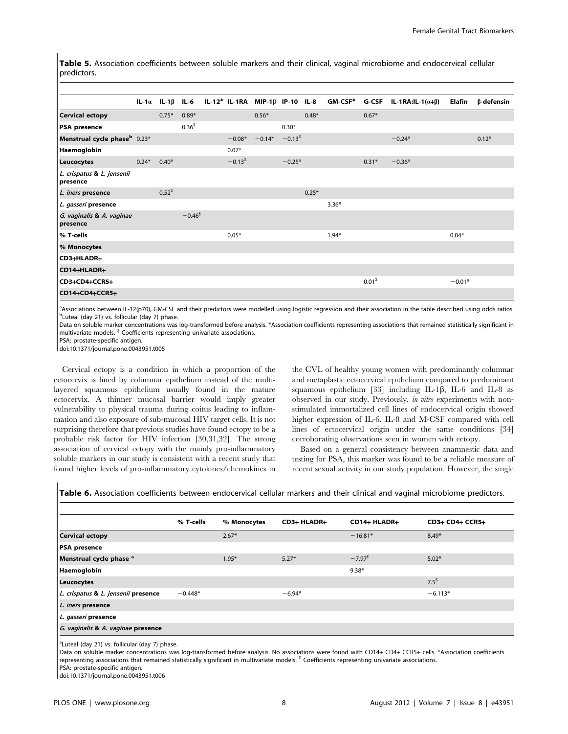**Table 5.** Association coefficients between soluble markers and their clinical, vaginal microbiome and endocervical cellular predictors.

| | IL-1α | IL-1β | IL-6 | IL-12[a] | IL-1RA | MIP-1β | IP-10 | IL-8 | GM-CSF[a] | G-CSF | IL-1RA:IL-1(α+β) | Elafin | β-defensin |
|---|---|---|---|---|---|---|---|---|---|---|---|---|---|
| **Cervical ectopy** | | 0.75* | 0.89* | | | 0.56* | | 0.48* | | 0.67* | | | |
| **PSA presence** | | | 0.36$ | | | | 0.30* | | | | | | |
| **Menstrual cycle phase[b]** | 0.23* | | | | −0.08* | −0.14* | −0.13$ | | | | −0.24* | | 0.12* |
| **Haemoglobin** | | | | | 0.07* | | | | | | | | |
| **Leucocytes** | 0.24* | 0.40* | | | −0.13$ | | −0.25* | | | 0.31* | −0.36* | | |
| ***L. crispatus* & *L. jensenii* presence** | | | | | | | | | | | | | |
| ***L. iners* presence** | | 0.52$ | | | | | | 0.25* | | | | | |
| ***L. gasseri* presence** | | | | | | | | | 3.36* | | | | |
| ***G. vaginalis* & *A. vaginae* presence** | | | −0.46$ | | | | | | | | | | |
| **% T-cells** | | | | | 0.05* | | | | 1.94* | | | 0.04* | |
| **% Monocytes** | | | | | | | | | | | | | |
| **CD3+HLADR+** | | | | | | | | | | | | | |
| **CD14+HLADR+** | | | | | | | | | | | | | |
| **CD3+CD4+CCR5+** | | | | | | | | | | 0.01$ | | −0.01* | |
| **CD14+CD4+CCR5+** | | | | | | | | | | | | | |

[a]Associations between IL-12(p70), GM-CSF and their predictors were modelled using logistic regression and their association in the table described using odds ratios.
[b]Luteal (day 21) vs. follicular (day 7) phase.
Data on soluble marker concentrations was log-transformed before analysis. *Association coefficients representing associations that remained statistically significant in multivariate models. $ Coefficients representing univariate associations.
PSA: prostate-specific antigen.
doi:10.1371/journal.pone.0043951.t005

Cervical ectopy is a condition in which a proportion of the ectocervix is lined by columnar epithelium instead of the multi-layered squamous epithelium usually found in the mature ectocervix. A thinner mucosal barrier would imply greater vulnerability to physical trauma during coitus leading to inflammation and also exposure of sub-mucosal HIV target cells. It is not surprising therefore that previous studies have found ectopy to be a probable risk factor for HIV infection [30,31,32]. The strong association of cervical ectopy with the mainly pro-inflammatory soluble markers in our study is consistent with a recent study that found higher levels of pro-inflammatory cytokines/chemokines in the CVL of healthy young women with predominantly columnar and metaplastic ectocervical epithelium compared to predominant squamous epithelium [33] including IL-1β, IL-6 and IL-8 as observed in our study. Previously, *in vitro* experiments with non-stimulated immortalized cell lines of endocervical origin showed higher expression of IL-6, IL-8 and M-CSF compared with cell lines of ectocervical origin under the same conditions [34] corroborating observations seen in women with ectopy.

Based on a general consistency between anamnestic data and testing for PSA, this marker was found to be a reliable measure of recent sexual activity in our study population. However, the single

**Table 6.** Association coefficients between endocervical cellular markers and their clinical and vaginal microbiome predictors.

| | % T-cells | % Monocytes | CD3+ HLADR+ | CD14+ HLADR+ | CD3+ CD4+ CCR5+ |
|---|---|---|---|---|---|
| **Cervical ectopy** | | 2.67* | | −16.81* | 8.49* |
| **PSA presence** | | | | | |
| **Menstrual cycle phase [a]** | | 1.95* | 5.27* | −7.97$ | 5.02* |
| **Haemoglobin** | | | | 9.38* | |
| **Leucocytes** | | | | | 7.5$ |
| ***L. crispatus* & *L. jensenii* presence** | −0.448* | | −6.94* | | −6.113* |
| ***L. iners* presence** | | | | | |
| ***L. gasseri* presence** | | | | | |
| ***G. vaginalis* & *A. vaginae* presence** | | | | | |

[a]Luteal (day 21) vs. follicular (day 7) phase.
Data on soluble marker concentrations was log-transformed before analysis. No associations were found with CD14+ CD4+ CCR5+ cells. *Association coefficients representing associations that remained statistically significant in multivariate models. $ Coefficients representing univariate associations.
PSA: prostate-specific antigen.
doi:10.1371/journal.pone.0043951.t006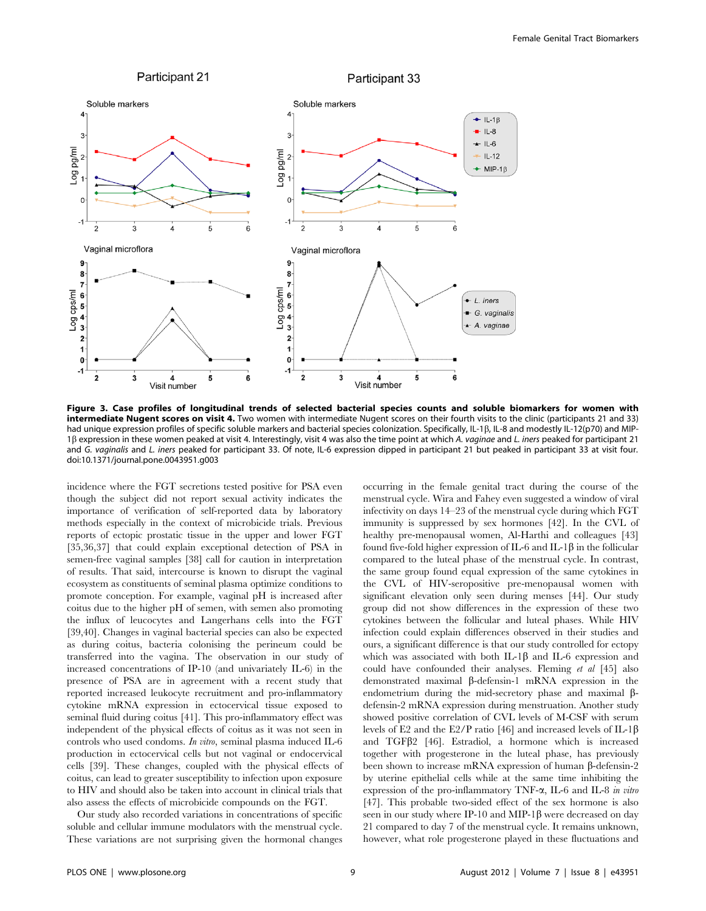**Figure 3. Case profiles of longitudinal trends of selected bacterial species counts and soluble biomarkers for women with intermediate Nugent scores on visit 4.** Two women with intermediate Nugent scores on their fourth visits to the clinic (participants 21 and 33) had unique expression profiles of specific soluble markers and bacterial species colonization. Specifically, IL-1β, IL-8 and modestly IL-12(p70) and MIP-1β expression in these women peaked at visit 4. Interestingly, visit 4 was also the time point at which *A. vaginae* and *L. iners* peaked for participant 21 and *G. vaginalis* and *L. iners* peaked for participant 33. Of note, IL-6 expression dipped in participant 21 but peaked in participant 33 at visit four.
doi:10.1371/journal.pone.0043951.g003

incidence where the FGT secretions tested positive for PSA even though the subject did not report sexual activity indicates the importance of verification of self-reported data by laboratory methods especially in the context of microbicide trials. Previous reports of ectopic prostatic tissue in the upper and lower FGT [35,36,37] that could explain exceptional detection of PSA in semen-free vaginal samples [38] call for caution in interpretation of results. That said, intercourse is known to disrupt the vaginal ecosystem as constituents of seminal plasma act synergistically to promote conception. For example, vaginal pH is increased after coitus due to the higher pH of semen, with semen also promoting the influx of leucocytes and Langerhans cells into the FGT [39,40]. Changes in vaginal bacterial species can also be expected as during coitus, bacteria colonising the perineum could be transferred into the vagina. The observation in our study of increased concentrations of IP-10 (and univariately IL-6) in the presence of PSA are in agreement with a recent study that reported increased leukocyte recruitment and pro-inflammatory cytokine mRNA expression in ectocervical tissue exposed to seminal fluid during coitus [41]. This pro-inflammatory effect was independent of the physical effects of coitus as it was not seen in controls who used condoms. *In vitro*, seminal plasma induced IL-6 production in ectocervical cells but not vaginal or endocervical cells [39]. These changes, coupled with the physical effects of coitus, can lead to greater susceptibility to infection upon exposure to HIV and should also be taken into account in clinical trials that also assess the effects of microbicide compounds on the FGT.

Our study also recorded variations in concentrations of specific soluble and cellular immune modulators with the menstrual cycle. These variations are not surprising given the hormonal changes occurring in the female genital tract during the course of the menstrual cycle. Wira and Fahey even suggested a window of viral infectivity on days 14–23 of the menstrual cycle during which FGT immunity is suppressed by sex hormones [42]. In the CVL of healthy pre-menopausal women, Al-Harthi and colleagues [43] found five-fold higher expression of IL-6 and IL-1β in the follicular compared to the luteal phase of the menstrual cycle. In contrast, the same group found equal expression of the same cytokines in the CVL of HIV-seropositive pre-menopausal women with significant elevation only seen during menses [44]. Our study group did not show differences in the expression of these two cytokines between the follicular and luteal phases. While HIV infection could explain differences observed in their studies and ours, a significant difference is that our study controlled for ectopy which was associated with both IL-1β and IL-6 expression and could have confounded their analyses. Fleming *et al* [45] also demonstrated maximal β-defensin-1 mRNA expression in the endometrium during the mid-secretory phase and maximal β-defensin-2 mRNA expression during menstruation. Another study showed positive correlation of CVL levels of M-CSF with serum levels of E2 and the E2/P ratio [46] and increased levels of IL-1β and TGFβ2 [46]. Estradiol, a hormone which is increased together with progesterone in the luteal phase, has previously been shown to increase mRNA expression of human β-defensin-2 by uterine epithelial cells while at the same time inhibiting the expression of the pro-inflammatory TNF-α, IL-6 and IL-8 *in vitro* [47]. This probable two-sided effect of the sex hormone is also seen in our study where IP-10 and MIP-1β were decreased on day 21 compared to day 7 of the menstrual cycle. It remains unknown, however, what role progesterone played in these fluctuations and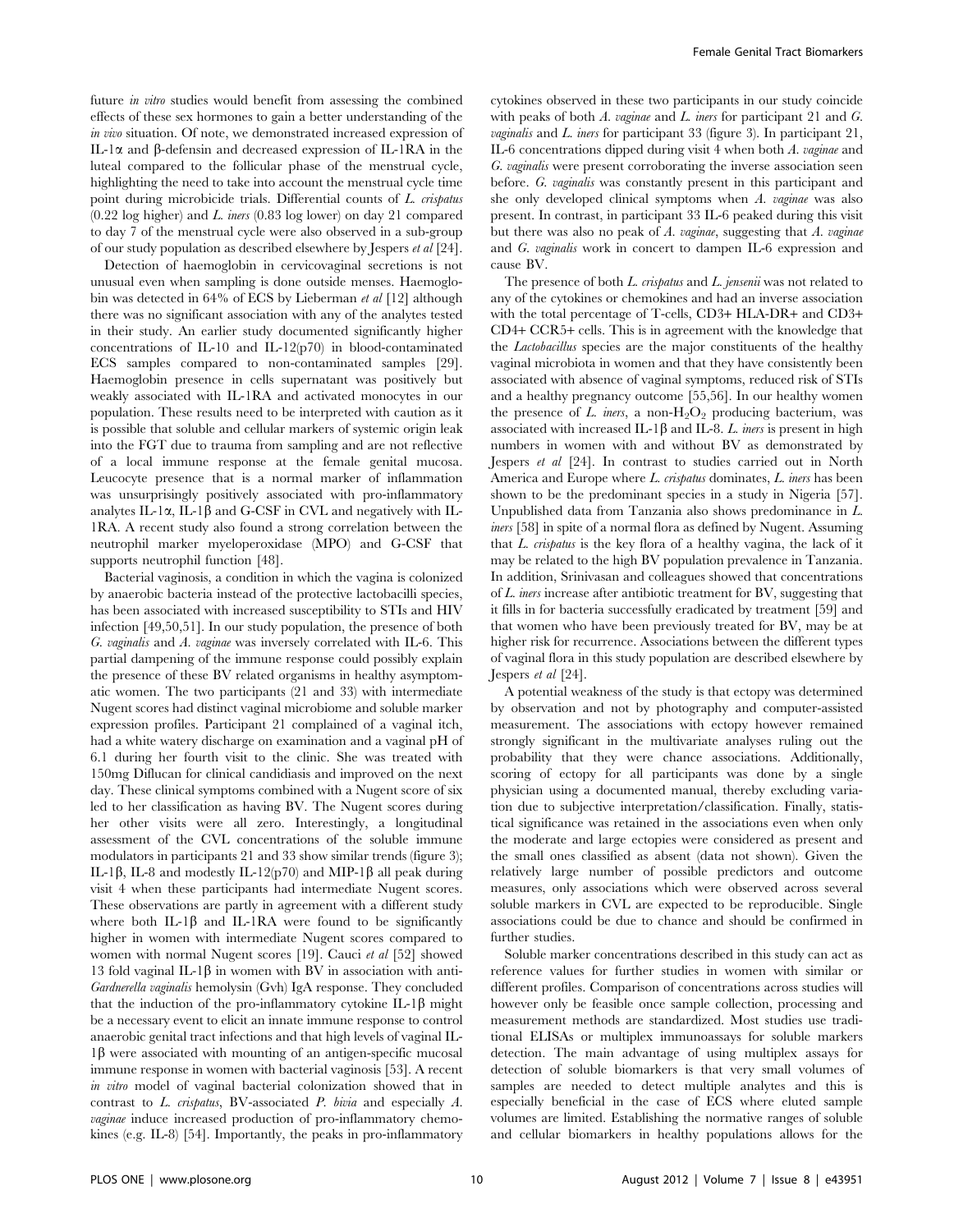future *in vitro* studies would benefit from assessing the combined effects of these sex hormones to gain a better understanding of the *in vivo* situation. Of note, we demonstrated increased expression of IL-1α and β-defensin and decreased expression of IL-1RA in the luteal compared to the follicular phase of the menstrual cycle, highlighting the need to take into account the menstrual cycle time point during microbicide trials. Differential counts of *L. crispatus* (0.22 log higher) and *L. iners* (0.83 log lower) on day 21 compared to day 7 of the menstrual cycle were also observed in a sub-group of our study population as described elsewhere by Jespers *et al* [24].

Detection of haemoglobin in cervicovaginal secretions is not unusual even when sampling is done outside menses. Haemoglobin was detected in 64% of ECS by Lieberman *et al* [12] although there was no significant association with any of the analytes tested in their study. An earlier study documented significantly higher concentrations of IL-10 and IL-12(p70) in blood-contaminated ECS samples compared to non-contaminated samples [29]. Haemoglobin presence in cells supernatant was positively but weakly associated with IL-1RA and activated monocytes in our population. These results need to be interpreted with caution as it is possible that soluble and cellular markers of systemic origin leak into the FGT due to trauma from sampling and are not reflective of a local immune response at the female genital mucosa. Leucocyte presence that is a normal marker of inflammation was unsurprisingly positively associated with pro-inflammatory analytes IL-1α, IL-1β and G-CSF in CVL and negatively with IL-1RA. A recent study also found a strong correlation between the neutrophil marker myeloperoxidase (MPO) and G-CSF that supports neutrophil function [48].

Bacterial vaginosis, a condition in which the vagina is colonized by anaerobic bacteria instead of the protective lactobacilli species, has been associated with increased susceptibility to STIs and HIV infection [49,50,51]. In our study population, the presence of both *G. vaginalis* and *A. vaginae* was inversely correlated with IL-6. This partial dampening of the immune response could possibly explain the presence of these BV related organisms in healthy asymptomatic women. The two participants (21 and 33) with intermediate Nugent scores had distinct vaginal microbiome and soluble marker expression profiles. Participant 21 complained of a vaginal itch, had a white watery discharge on examination and a vaginal pH of 6.1 during her fourth visit to the clinic. She was treated with 150mg Diflucan for clinical candidiasis and improved on the next day. These clinical symptoms combined with a Nugent score of six led to her classification as having BV. The Nugent scores during her other visits were all zero. Interestingly, a longitudinal assessment of the CVL concentrations of the soluble immune modulators in participants 21 and 33 show similar trends (figure 3); IL-1β, IL-8 and modestly IL-12(p70) and MIP-1β all peak during visit 4 when these participants had intermediate Nugent scores. These observations are partly in agreement with a different study where both IL-1β and IL-1RA were found to be significantly higher in women with intermediate Nugent scores compared to women with normal Nugent scores [19]. Cauci *et al* [52] showed 13 fold vaginal IL-1β in women with BV in association with anti-*Gardnerella vaginalis* hemolysin (Gvh) IgA response. They concluded that the induction of the pro-inflammatory cytokine IL-1β might be a necessary event to elicit an innate immune response to control anaerobic genital tract infections and that high levels of vaginal IL-1β were associated with mounting of an antigen-specific mucosal immune response in women with bacterial vaginosis [53]. A recent *in vitro* model of vaginal bacterial colonization showed that in contrast to *L. crispatus*, BV-associated *P. bivia* and especially *A. vaginae* induce increased production of pro-inflammatory chemokines (e.g. IL-8) [54]. Importantly, the peaks in pro-inflammatory cytokines observed in these two participants in our study coincide with peaks of both *A. vaginae* and *L. iners* for participant 21 and *G. vaginalis* and *L. iners* for participant 33 (figure 3). In participant 21, IL-6 concentrations dipped during visit 4 when both *A. vaginae* and *G. vaginalis* were present corroborating the inverse association seen before. *G. vaginalis* was constantly present in this participant and she only developed clinical symptoms when *A. vaginae* was also present. In contrast, in participant 33 IL-6 peaked during this visit but there was also no peak of *A. vaginae*, suggesting that *A. vaginae* and *G. vaginalis* work in concert to dampen IL-6 expression and cause BV.

The presence of both *L. crispatus* and *L. jensenii* was not related to any of the cytokines or chemokines and had an inverse association with the total percentage of T-cells, CD3+ HLA-DR+ and CD3+ CD4+ CCR5+ cells. This is in agreement with the knowledge that the *Lactobacillus* species are the major constituents of the healthy vaginal microbiota in women and that they have consistently been associated with absence of vaginal symptoms, reduced risk of STIs and a healthy pregnancy outcome [55,56]. In our healthy women the presence of *L. iners*, a non-$H_2O_2$ producing bacterium, was associated with increased IL-1β and IL-8. *L. iners* is present in high numbers in women with and without BV as demonstrated by Jespers *et al* [24]. In contrast to studies carried out in North America and Europe where *L. crispatus* dominates, *L. iners* has been shown to be the predominant species in a study in Nigeria [57]. Unpublished data from Tanzania also shows predominance in *L. iners* [58] in spite of a normal flora as defined by Nugent. Assuming that *L. crispatus* is the key flora of a healthy vagina, the lack of it may be related to the high BV population prevalence in Tanzania. In addition, Srinivasan and colleagues showed that concentrations of *L. iners* increase after antibiotic treatment for BV, suggesting that it fills in for bacteria successfully eradicated by treatment [59] and that women who have been previously treated for BV, may be at higher risk for recurrence. Associations between the different types of vaginal flora in this study population are described elsewhere by Jespers *et al* [24].

A potential weakness of the study is that ectopy was determined by observation and not by photography and computer-assisted measurement. The associations with ectopy however remained strongly significant in the multivariate analyses ruling out the probability that they were chance associations. Additionally, scoring of ectopy for all participants was done by a single physician using a documented manual, thereby excluding variation due to subjective interpretation/classification. Finally, statistical significance was retained in the associations even when only the moderate and large ectopies were considered as present and the small ones classified as absent (data not shown). Given the relatively large number of possible predictors and outcome measures, only associations which were observed across several soluble markers in CVL are expected to be reproducible. Single associations could be due to chance and should be confirmed in further studies.

Soluble marker concentrations described in this study can act as reference values for further studies in women with similar or different profiles. Comparison of concentrations across studies will however only be feasible once sample collection, processing and measurement methods are standardized. Most studies use traditional ELISAs or multiplex immunoassays for soluble markers detection. The main advantage of using multiplex assays for detection of soluble biomarkers is that very small volumes of samples are needed to detect multiple analytes and this is especially beneficial in the case of ECS where eluted sample volumes are limited. Establishing the normative ranges of soluble and cellular biomarkers in healthy populations allows for the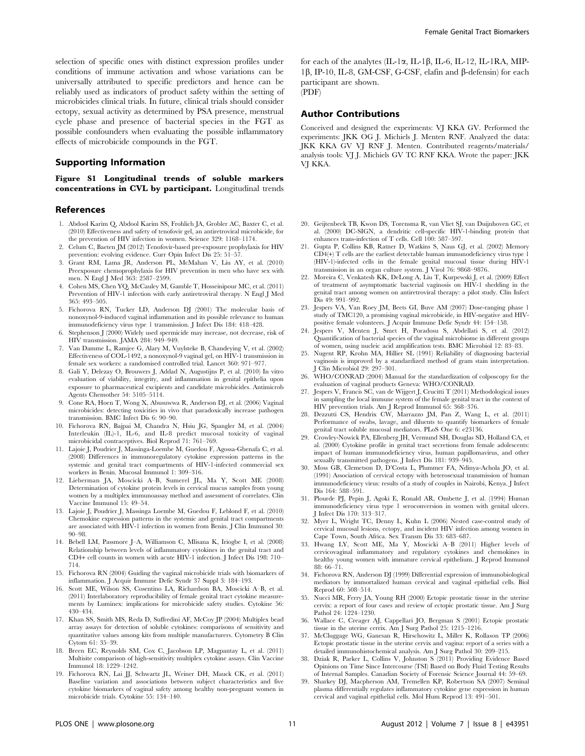selection of specific ones with distinct expression profiles under conditions of immune activation and whose variations can be universally attributed to specific predictors and hence can be reliably used as indicators of product safety within the setting of microbicides clinical trials. In future, clinical trials should consider ectopy, sexual activity as determined by PSA presence, menstrual cycle phase and presence of bacterial species in the FGT as possible confounders when evaluating the possible inflammatory effects of microbicide compounds in the FGT.

## Supporting Information

**Figure S1 Longitudinal trends of soluble markers concentrations in CVL by participant.** Longitudinal trends for each of the analytes (IL-1α, IL-1β, IL-6, IL-12, IL-1RA, MIP-1β, IP-10, IL-8, GM-CSF, G-CSF, elafin and β-defensin) for each participant are shown.
(PDF)

## Author Contributions

Conceived and designed the experiments: VJ KKA GV. Performed the experiments: JKK OG J. Michiels J. Menten RNF. Analyzed the data: JKK KKA GV VJ RNF J. Menten. Contributed reagents/materials/analysis tools: VJ J. Michiels GV TC RNF KKA. Wrote the paper: JKK VJ KKA.

## References

1. Abdool Karim Q, Abdool Karim SS, Frohlich JA, Grobler AC, Baxter C, et al. (2010) Effectiveness and safety of tenofovir gel, an antiretroviral microbicide, for the prevention of HIV infection in women. Science 329: 1168–1174.
2. Celum C, Baeten JM (2012) Tenofovir-based pre-exposure prophylaxis for HIV prevention: evolving evidence. Curr Opin Infect Dis 25: 51–57.
3. Grant RM, Lama JR, Anderson PL, McMahan V, Liu AY, et al. (2010) Preexposure chemoprophylaxis for HIV prevention in men who have sex with men. N Engl J Med 363: 2587–2599.
4. Cohen MS, Chen YQ, McCauley M, Gamble T, Hosseinipour MC, et al. (2011) Prevention of HIV-1 infection with early antiretroviral therapy. N Engl J Med 365: 493–505.
5. Fichorova RN, Tucker LD, Anderson DJ (2001) The molecular basis of nonoxynol-9-induced vaginal inflammation and its possible relevance to human immunodeficiency virus type 1 transmission. J Infect Dis 184: 418–428.
6. Stephenson J (2000) Widely used spermicide may increase, not decrease, risk of HIV transmission. JAMA 284: 949–949.
7. Van Damme L, Ramjee G, Alary M, Vuylsteke B, Chandeying V, et al. (2002) Effectiveness of COL-1492, a nonoxynol-9 vaginal gel, on HIV-1 transmission in female sex workers: a randomised controlled trial. Lancet 360: 971–977.
8. Gali Y, Delezay O, Brouwers J, Addad N, Augustijns P, et al. (2010) In vitro evaluation of viability, integrity, and inflammation in genital epithelia upon exposure to pharmaceutical excipients and candidate microbicides. Antimicrob Agents Chemother 54: 5105–5114.
9. Cone RA, Hoen T, Wong X, Abusuwwa R, Anderson DJ, et al. (2006) Vaginal microbicides: detecting toxicities in vivo that paradoxically increase pathogen transmission. BMC Infect Dis 6: 90–90.
10. Fichorova RN, Bajpai M, Chandra N, Hsiu JG, Spangler M, et al. (2004) Interleukin (IL)-1, IL-6, and IL-8 predict mucosal toxicity of vaginal microbicidal contraceptives. Biol Reprod 71: 761–769.
11. Lajoie J, Poudrier J, Massinga-Loembe M, Guedou F, Agossa-Gbenafa C, et al. (2008) Differences in immunoregulatory cytokine expression patterns in the systemic and genital tract compartments of HIV-1-infected commercial sex workers in Benin. Mucosal Immunol 1: 309–316.
12. Lieberman JA, Moscicki A–B, Sumerel JL, Ma Y, Scott ME (2008) Determination of cytokine protein levels in cervical mucus samples from young women by a multiplex immunoassay method and assessment of correlates. Clin Vaccine Immunol 15: 49–54.
13. Lajoie J, Poudrier J, Massinga Loembe M, Guedou F, Leblond F, et al. (2010) Chemokine expression patterns in the systemic and genital tract compartments are associated with HIV-1 infection in women from Benin. J Clin Immunol 30: 90–98.
14. Bebell LM, Passmore J–A, Williamson C, Mlisana K, Iriogbe I, et al. (2008) Relationship between levels of inflammatory cytokines in the genital tract and CD4+ cell counts in women with acute HIV-1 infection. J Infect Dis 198: 710–714.
15. Fichorova RN (2004) Guiding the vaginal microbicide trials with biomarkers of inflammation. J Acquir Immune Defic Syndr 37 Suppl 3: 184–193.
16. Scott ME, Wilson SS, Cosentino LA, Richardson BA, Moscicki A–B, et al. (2011) Interlaboratory reproducibility of female genital tract cytokine measurements by Luminex: implications for microbicide safety studies. Cytokine 56: 430–434.
17. Khan SS, Smith MS, Reda D, Suffredini AF, McCoy JP (2004) Multiplex bead array assays for detection of soluble cytokines: comparisons of sensitivity and quantitative values among kits from multiple manufacturers. Cytometry B Clin Cytom 61: 35–39.
18. Breen EC, Reynolds SM, Cox C, Jacobson LP, Magpantay L, et al. (2011) Multisite comparison of high-sensitivity multiplex cytokine assays. Clin Vaccine Immunol 18: 1229–1242.
19. Fichorova RN, Lai JJ, Schwartz JL, Weiner DH, Mauck CK, et al. (2011) Baseline variation and associations between subject characteristics and five cytokine biomarkers of vaginal safety among healthy non-pregnant women in microbicide trials. Cytokine 55: 134–140.
20. Geijtenbeek TB, Kwon DS, Torensma R, van Vliet SJ, van Duijnhoven GC, et al. (2000) DC-SIGN, a dendritic cell-specific HIV-1-binding protein that enhances trans-infection of T cells. Cell 100: 587–597.
21. Gupta P, Collins KB, Ratner D, Watkins S, Naus GJ, et al. (2002) Memory CD4(+) T cells are the earliest detectable human immunodeficiency virus type 1 (HIV-1)-infected cells in the female genital mucosal tissue during HIV-1 transmission in an organ culture system. J Virol 76: 9868–9876.
22. Moreira C, Venkatesh KK, DeLong A, Liu T, Kurpewski J, et al. (2009) Effect of treatment of asymptomatic bacterial vaginosis on HIV-1 shedding in the genital tract among women on antiretroviral therapy: a pilot study. Clin Infect Dis 49: 991–992.
23. Jespers VA, Van Roey JM, Beets GI, Buve AM (2007) Dose-ranging phase 1 study of TMC120, a promising vaginal microbicide, in HIV-negative and HIV-positive female volunteers. J Acquir Immune Defic Syndr 44: 154–158.
24. Jespers V, Menten J, Smet H, Poradosu S, Abdellati S, et al. (2012) Quantification of bacterial species of the vaginal microbiome in different groups of women, using nucleic acid amplification tests. BMC Microbiol 12: 83–83.
25. Nugent RP, Krohn MA, Hillier SL (1991) Reliability of diagnosing bacterial vaginosis is improved by a standardized method of gram stain interpretation. J Clin Microbiol 29: 297–301.
26. WHO/CONRAD (2004) Manual for the standardization of colposcopy for the evaluation of vaginal products Geneva: WHO/CONRAD.
27. Jespers V, Francis SC, van de Wijgert J, Crucitti T (2011) Methodological issues in sampling the local immune system of the female genital tract in the context of HIV prevention trials. Am J Reprod Immunol 65: 368–376.
28. Dezzutti CS, Hendrix CW, Marrazzo JM, Pan Z, Wang L, et al. (2011) Performance of swabs, lavage, and diluents to quantify biomarkers of female genital tract soluble mucosal mediators. PLoS One 6: e23136.
29. Crowley-Nowick PA, Ellenberg JH, Vermund SH, Douglas SD, Holland CA, et al. (2000) Cytokine profile in genital tract secretions from female adolescents: impact of human immunodeficiency virus, human papillomavirus, and other sexually transmitted pathogens. J Infect Dis 181: 939–945.
30. Moss GB, Clemetson D, D'Costa L, Plummer FA, Ndinya-Achola JO, et al. (1991) Association of cervical ectopy with heterosexual transmission of human immunodeficiency virus: results of a study of couples in Nairobi, Kenya. J Infect Dis 164: 588–591.
31. Plourde PJ, Pepin J, Agoki E, Ronald AR, Ombette J, et al. (1994) Human immunodeficiency virus type 1 seroconversion in women with genital ulcers. J Infect Dis 170: 313–317.
32. Myer L, Wright TC, Denny L, Kuhn L (2006) Nested case-control study of cervical mucosal lesions, ectopy, and incident HIV infection among women in Cape Town, South Africa. Sex Transm Dis 33: 683–687.
33. Hwang LY, Scott ME, Ma Y, Moscicki A–B (2011) Higher levels of cervicovaginal inflammatory and regulatory cytokines and chemokines in healthy young women with immature cervical epithelium. J Reprod Immunol 88: 66–71.
34. Fichorova RN, Anderson DJ (1999) Differential expression of immunobiological mediators by immortalized human cervical and vaginal epithelial cells. Biol Reprod 60: 508–514.
35. Nucci MR, Ferry JA, Young RH (2000) Ectopic prostatic tissue in the uterine cervix: a report of four cases and review of ectopic prostatic tissue. Am J Surg Pathol 24: 1224–1230.
36. Wallace C, Creager AJ, Cappellari JO, Bergman S (2001) Ectopic prostatic tissue in the uterine cervix. Am J Surg Pathol 25: 1215–1216.
37. McCluggage WG, Ganesan R, Hirschowitz L, Miller K, Rollason TP (2006) Ectopic prostatic tissue in the uterine cervix and vagina: report of a series with a detailed immunohistochemical analysis. Am J Surg Pathol 30: 209–215.
38. Dziak R, Parker L, Collins V, Johnston S (2011) Providing Evidence Based Opinions on Time Since Intercourse (TSI) Based on Body Fluid Testing Results of Internal Samples. Canadian Society of Forensic Science Journal 44: 59–69.
39. Sharkey DJ, Macpherson AM, Tremellen KP, Robertson SA (2007) Seminal plasma differentially regulates inflammatory cytokine gene expression in human cervical and vaginal epithelial cells. Mol Hum Reprod 13: 491–501.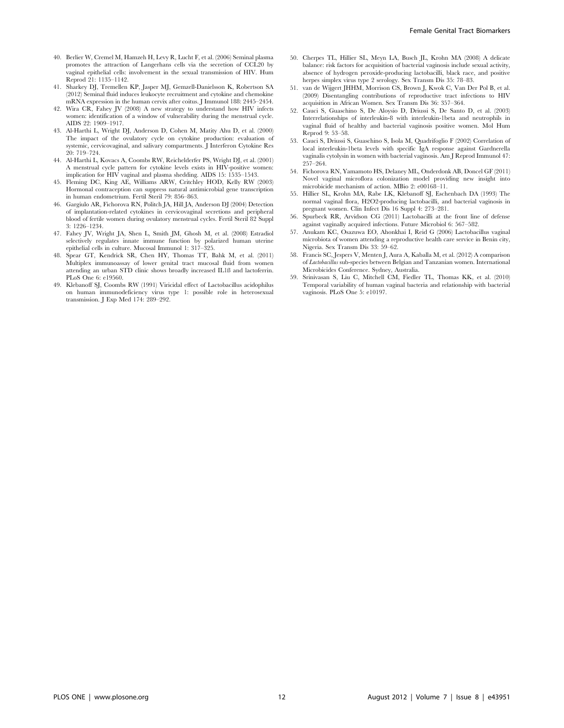40. Berlier W, Cremel M, Hamzeh H, Levy R, Lucht F, et al. (2006) Seminal plasma promotes the attraction of Langerhans cells via the secretion of CCL20 by vaginal epithelial cells: involvement in the sexual transmission of HIV. Hum Reprod 21: 1135–1142.
41. Sharkey DJ, Tremellen KP, Jasper MJ, Gemzell-Danielsson K, Robertson SA (2012) Seminal fluid induces leukocyte recruitment and cytokine and chemokine mRNA expression in the human cervix after coitus. J Immunol 188: 2445–2454.
42. Wira CR, Fahey JV (2008) A new strategy to understand how HIV infects women: identification of a window of vulnerability during the menstrual cycle. AIDS 22: 1909–1917.
43. Al-Harthi L, Wright DJ, Anderson D, Cohen M, Matity Ahu D, et al. (2000) The impact of the ovulatory cycle on cytokine production: evaluation of systemic, cervicovaginal, and salivary compartments. J Interferon Cytokine Res 20: 719–724.
44. Al-Harthi L, Kovacs A, Coombs RW, Reichelderfer PS, Wright DJ, et al. (2001) A menstrual cycle pattern for cytokine levels exists in HIV-positive women: implication for HIV vaginal and plasma shedding. AIDS 15: 1535–1543.
45. Fleming DC, King AE, Williams ARW, Critchley HOD, Kelly RW (2003) Hormonal contraception can suppress natural antimicrobial gene transcription in human endometrium. Fertil Steril 79: 856–863.
46. Gargiulo AR, Fichorova RN, Politch JA, Hill JA, Anderson DJ (2004) Detection of implantation-related cytokines in cervicovaginal secretions and peripheral blood of fertile women during ovulatory menstrual cycles. Fertil Steril 82 Suppl 3: 1226–1234.
47. Fahey JV, Wright JA, Shen L, Smith JM, Ghosh M, et al. (2008) Estradiol selectively regulates innate immune function by polarized human uterine epithelial cells in culture. Mucosal Immunol 1: 317–325.
48. Spear GT, Kendrick SR, Chen HY, Thomas TT, Bahk M, et al. (2011) Multiplex immunoassay of lower genital tract mucosal fluid from women attending an urban STD clinic shows broadly increased IL1ß and lactoferrin. PLoS One 6: e19560.
49. Klebanoff SJ, Coombs RW (1991) Viricidal effect of Lactobacillus acidophilus on human immunodeficiency virus type 1: possible role in heterosexual transmission. J Exp Med 174: 289–292.
50. Cherpes TL, Hillier SL, Meyn LA, Busch JL, Krohn MA (2008) A delicate balance: risk factors for acquisition of bacterial vaginosis include sexual activity, absence of hydrogen peroxide-producing lactobacilli, black race, and positive herpes simplex virus type 2 serology. Sex Transm Dis 35: 78–83.
51. van de Wijgert JHHM, Morrison CS, Brown J, Kwok C, Van Der Pol B, et al. (2009) Disentangling contributions of reproductive tract infections to HIV acquisition in African Women. Sex Transm Dis 36: 357–364.
52. Cauci S, Guaschino S, De Aloysio D, Driussi S, De Santo D, et al. (2003) Interrelationships of interleukin-8 with interleukin-1beta and neutrophils in vaginal fluid of healthy and bacterial vaginosis positive women. Mol Hum Reprod 9: 53–58.
53. Cauci S, Driussi S, Guaschino S, Isola M, Quadrifoglio F (2002) Correlation of local interleukin-1beta levels with specific IgA response against Gardnerella vaginalis cytolysin in women with bacterial vaginosis. Am J Reprod Immunol 47: 257–264.
54. Fichorova RN, Yamamoto HS, Delaney ML, Onderdonk AB, Doncel GF (2011) Novel vaginal microflora colonization model providing new insight into microbicide mechanism of action. MBio 2: e00168–11.
55. Hillier SL, Krohn MA, Rabe LK, Klebanoff SJ, Eschenbach DA (1993) The normal vaginal flora, H2O2-producing lactobacilli, and bacterial vaginosis in pregnant women. Clin Infect Dis 16 Suppl 4: 273–281.
56. Spurbeck RR, Arvidson CG (2011) Lactobacilli at the front line of defense against vaginally acquired infections. Future Microbiol 6: 567–582.
57. Anukam KC, Osazuwa EO, Ahonkhai I, Reid G (2006) Lactobacillus vaginal microbiota of women attending a reproductive health care service in Benin city, Nigeria. Sex Transm Dis 33: 59–62.
58. Francis SC, Jespers V, Menten J, Aura A, Kaballa M, et al. (2012) A comparison of *Lactobacillus* sub-species between Belgian and Tanzanian women. International Microbicides Conference. Sydney, Australia.
59. Srinivasan S, Liu C, Mitchell CM, Fiedler TL, Thomas KK, et al. (2010) Temporal variability of human vaginal bacteria and relationship with bacterial vaginosis. PLoS One 5: e10197.